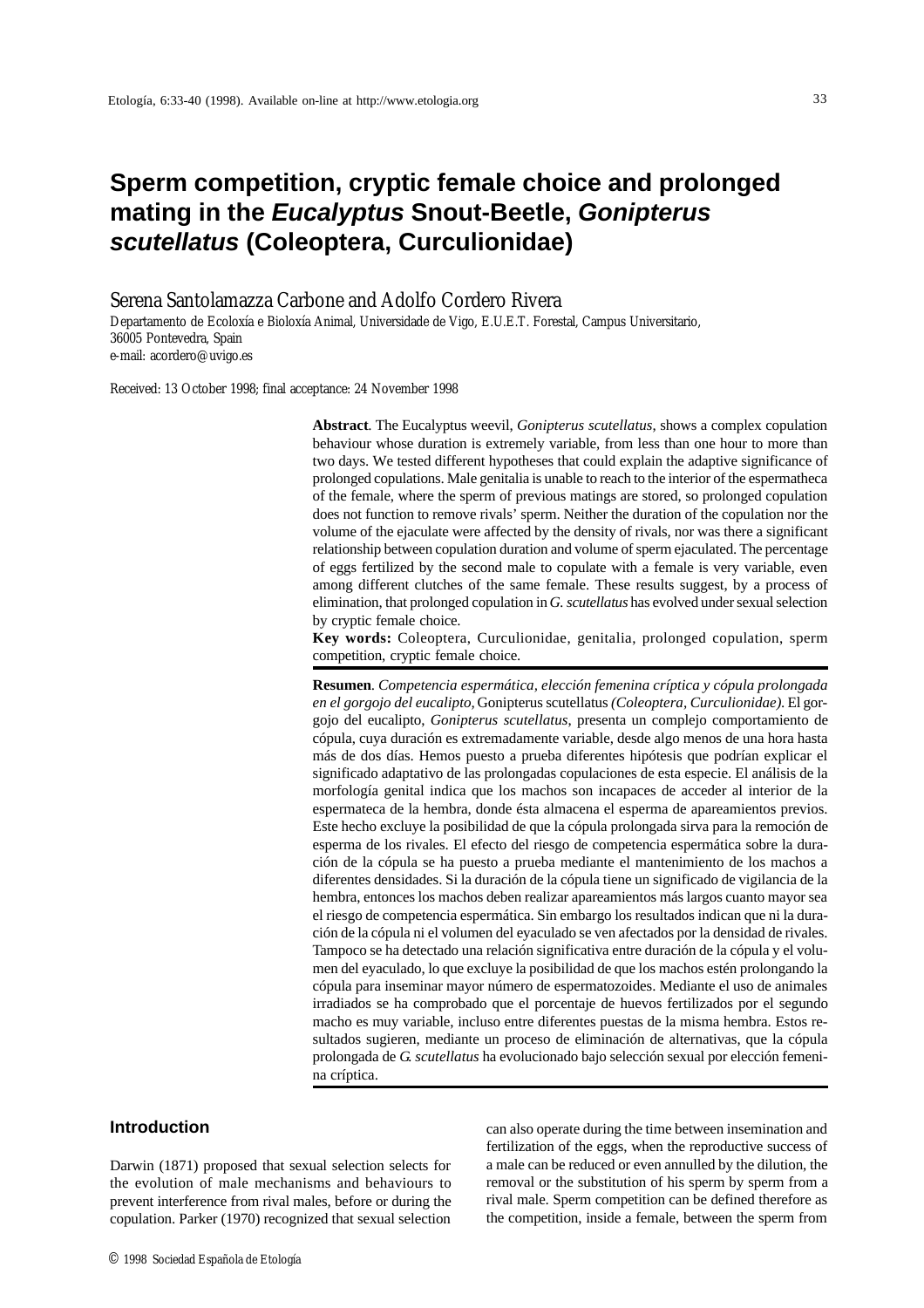# Sperm competition, cryptic female choice and prolonged mating in the *Eucalyptus* Snout-Beetle, *Gonipterus scutellatus* (Coleoptera, Curculionidae)

Serena Santolamazza Carbone and Adolfo Cordero Rivera

Departamento de Ecoloxía e Bioloxía Animal, Universidade de Vigo, E.U.E.T. Forestal, Campus Universitario, 36005 Pontevedra, Spain
e-mail: acordero@uvigo.es

Received: 13 October 1998; final acceptance: 24 November 1998

**Abstract**. The Eucalyptus weevil, *Gonipterus scutellatus*, shows a complex copulation behaviour whose duration is extremely variable, from less than one hour to more than two days. We tested different hypotheses that could explain the adaptive significance of prolonged copulations. Male genitalia is unable to reach to the interior of the espermatheca of the female, where the sperm of previous matings are stored, so prolonged copulation does not function to remove rivals' sperm. Neither the duration of the copulation nor the volume of the ejaculate were affected by the density of rivals, nor was there a significant relationship between copulation duration and volume of sperm ejaculated. The percentage of eggs fertilized by the second male to copulate with a female is very variable, even among different clutches of the same female. These results suggest, by a process of elimination, that prolonged copulation in *G. scutellatus* has evolved under sexual selection by cryptic female choice.

**Key words:** Coleoptera, Curculionidae, genitalia, prolonged copulation, sperm competition, cryptic female choice.

**Resumen**. *Competencia espermática, elección femenina críptica y cópula prolongada en el gorgojo del eucalipto,* Gonipterus scutellatus *(Coleoptera, Curculionidae)*. El gorgojo del eucalipto, *Gonipterus scutellatus*, presenta un complejo comportamiento de cópula, cuya duración es extremadamente variable, desde algo menos de una hora hasta más de dos días. Hemos puesto a prueba diferentes hipótesis que podrían explicar el significado adaptativo de las prolongadas copulaciones de esta especie. El análisis de la morfología genital indica que los machos son incapaces de acceder al interior de la espermateca de la hembra, donde ésta almacena el esperma de apareamientos previos. Este hecho excluye la posibilidad de que la cópula prolongada sirva para la remoción de esperma de los rivales. El efecto del riesgo de competencia espermática sobre la duración de la cópula se ha puesto a prueba mediante el mantenimiento de los machos a diferentes densidades. Si la duración de la cópula tiene un significado de vigilancia de la hembra, entonces los machos deben realizar apareamientos más largos cuanto mayor sea el riesgo de competencia espermática. Sin embargo los resultados indican que ni la duración de la cópula ni el volumen del eyaculado se ven afectados por la densidad de rivales. Tampoco se ha detectado una relación significativa entre duración de la cópula y el volumen del eyaculado, lo que excluye la posibilidad de que los machos estén prolongando la cópula para inseminar mayor número de espermatozoides. Mediante el uso de animales irradiados se ha comprobado que el porcentaje de huevos fertilizados por el segundo macho es muy variable, incluso entre diferentes puestas de la misma hembra. Estos resultados sugieren, mediante un proceso de eliminación de alternativas, que la cópula prolongada de *G. scutellatus* ha evolucionado bajo selección sexual por elección femenina críptica.

## Introduction

Darwin (1871) proposed that sexual selection selects for the evolution of male mechanisms and behaviours to prevent interference from rival males, before or during the copulation. Parker (1970) recognized that sexual selection can also operate during the time between insemination and fertilization of the eggs, when the reproductive success of a male can be reduced or even annulled by the dilution, the removal or the substitution of his sperm by sperm from a rival male. Sperm competition can be defined therefore as the competition, inside a female, between the sperm from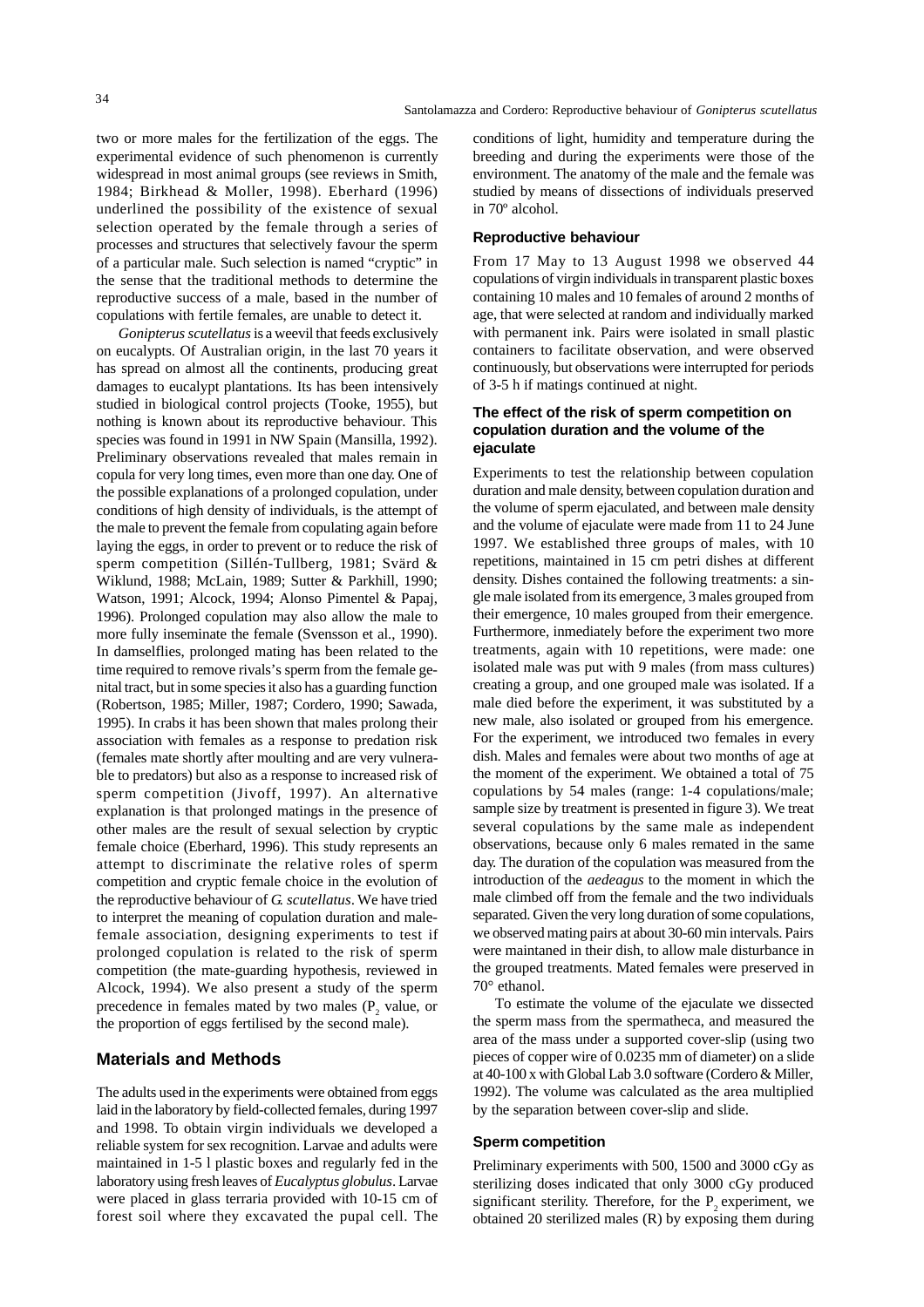two or more males for the fertilization of the eggs. The experimental evidence of such phenomenon is currently widespread in most animal groups (see reviews in Smith, 1984; Birkhead & Moller, 1998). Eberhard (1996) underlined the possibility of the existence of sexual selection operated by the female through a series of processes and structures that selectively favour the sperm of a particular male. Such selection is named "cryptic" in the sense that the traditional methods to determine the reproductive success of a male, based in the number of copulations with fertile females, are unable to detect it.

*Gonipterus scutellatus* is a weevil that feeds exclusively on eucalypts. Of Australian origin, in the last 70 years it has spread on almost all the continents, producing great damages to eucalypt plantations. Its has been intensively studied in biological control projects (Tooke, 1955), but nothing is known about its reproductive behaviour. This species was found in 1991 in NW Spain (Mansilla, 1992). Preliminary observations revealed that males remain in copula for very long times, even more than one day. One of the possible explanations of a prolonged copulation, under conditions of high density of individuals, is the attempt of the male to prevent the female from copulating again before laying the eggs, in order to prevent or to reduce the risk of sperm competition (Sillén-Tullberg, 1981; Svärd & Wiklund, 1988; McLain, 1989; Sutter & Parkhill, 1990; Watson, 1991; Alcock, 1994; Alonso Pimentel & Papaj, 1996). Prolonged copulation may also allow the male to more fully inseminate the female (Svensson et al., 1990). In damselflies, prolonged mating has been related to the time required to remove rivals's sperm from the female genital tract, but in some species it also has a guarding function (Robertson, 1985; Miller, 1987; Cordero, 1990; Sawada, 1995). In crabs it has been shown that males prolong their association with females as a response to predation risk (females mate shortly after moulting and are very vulnerable to predators) but also as a response to increased risk of sperm competition (Jivoff, 1997). An alternative explanation is that prolonged matings in the presence of other males are the result of sexual selection by cryptic female choice (Eberhard, 1996). This study represents an attempt to discriminate the relative roles of sperm competition and cryptic female choice in the evolution of the reproductive behaviour of *G. scutellatus*. We have tried to interpret the meaning of copulation duration and male-female association, designing experiments to test if prolonged copulation is related to the risk of sperm competition (the mate-guarding hypothesis, reviewed in Alcock, 1994). We also present a study of the sperm precedence in females mated by two males ($P_2$ value, or the proportion of eggs fertilised by the second male).

## Materials and Methods

The adults used in the experiments were obtained from eggs laid in the laboratory by field-collected females, during 1997 and 1998. To obtain virgin individuals we developed a reliable system for sex recognition. Larvae and adults were maintained in 1-5 l plastic boxes and regularly fed in the laboratory using fresh leaves of *Eucalyptus globulus*. Larvae were placed in glass terraria provided with 10-15 cm of forest soil where they excavated the pupal cell. The conditions of light, humidity and temperature during the breeding and during the experiments were those of the environment. The anatomy of the male and the female was studied by means of dissections of individuals preserved in 70º alcohol.

### Reproductive behaviour

From 17 May to 13 August 1998 we observed 44 copulations of virgin individuals in transparent plastic boxes containing 10 males and 10 females of around 2 months of age, that were selected at random and individually marked with permanent ink. Pairs were isolated in small plastic containers to facilitate observation, and were observed continuously, but observations were interrupted for periods of 3-5 h if matings continued at night.

### The effect of the risk of sperm competition on copulation duration and the volume of the ejaculate

Experiments to test the relationship between copulation duration and male density, between copulation duration and the volume of sperm ejaculated, and between male density and the volume of ejaculate were made from 11 to 24 June 1997. We established three groups of males, with 10 repetitions, maintained in 15 cm petri dishes at different density. Dishes contained the following treatments: a single male isolated from its emergence, 3 males grouped from their emergence, 10 males grouped from their emergence. Furthermore, inmediately before the experiment two more treatments, again with 10 repetitions, were made: one isolated male was put with 9 males (from mass cultures) creating a group, and one grouped male was isolated. If a male died before the experiment, it was substituted by a new male, also isolated or grouped from his emergence. For the experiment, we introduced two females in every dish. Males and females were about two months of age at the moment of the experiment. We obtained a total of 75 copulations by 54 males (range: 1-4 copulations/male; sample size by treatment is presented in figure 3). We treat several copulations by the same male as independent observations, because only 6 males remated in the same day. The duration of the copulation was measured from the introduction of the *aedeagus* to the moment in which the male climbed off from the female and the two individuals separated. Given the very long duration of some copulations, we observed mating pairs at about 30-60 min intervals. Pairs were maintaned in their dish, to allow male disturbance in the grouped treatments. Mated females were preserved in 70° ethanol.

To estimate the volume of the ejaculate we dissected the sperm mass from the spermatheca, and measured the area of the mass under a supported cover-slip (using two pieces of copper wire of 0.0235 mm of diameter) on a slide at 40-100 x with Global Lab 3.0 software (Cordero & Miller, 1992). The volume was calculated as the area multiplied by the separation between cover-slip and slide.

### Sperm competition

Preliminary experiments with 500, 1500 and 3000 cGy as sterilizing doses indicated that only 3000 cGy produced significant sterility. Therefore, for the $P_2$ experiment, we obtained 20 sterilized males (R) by exposing them during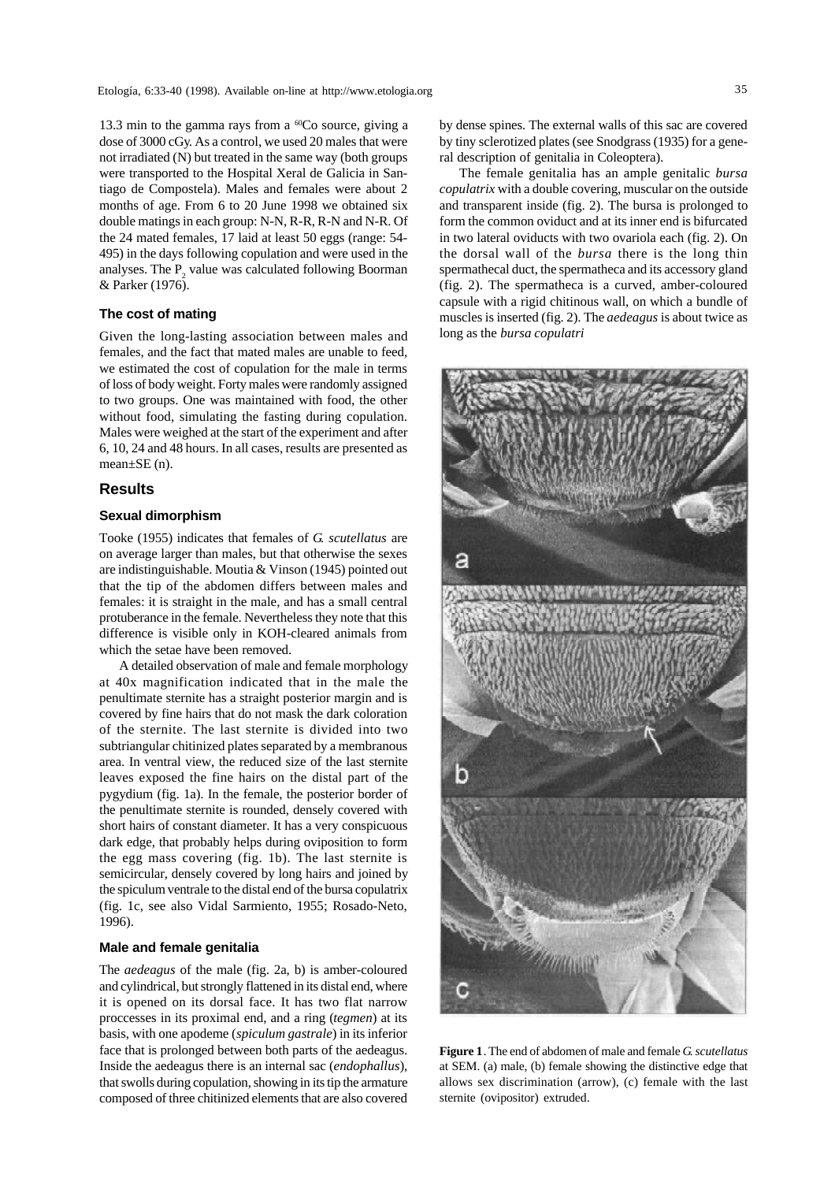13.3 min to the gamma rays from a $^{60}$Co source, giving a dose of 3000 cGy. As a control, we used 20 males that were not irradiated (N) but treated in the same way (both groups were transported to the Hospital Xeral de Galicia in Santiago de Compostela). Males and females were about 2 months of age. From 6 to 20 June 1998 we obtained six double matings in each group: N-N, R-R, R-N and N-R. Of the 24 mated females, 17 laid at least 50 eggs (range: 54-495) in the days following copulation and were used in the analyses. The $P_2$ value was calculated following Boorman & Parker (1976).

### The cost of mating

Given the long-lasting association between males and females, and the fact that mated males are unable to feed, we estimated the cost of copulation for the male in terms of loss of body weight. Forty males were randomly assigned to two groups. One was maintained with food, the other without food, simulating the fasting during copulation. Males were weighed at the start of the experiment and after 6, 10, 24 and 48 hours. In all cases, results are presented as mean±SE (n).

## Results

### Sexual dimorphism

Tooke (1955) indicates that females of *G. scutellatus* are on average larger than males, but that otherwise the sexes are indistinguishable. Moutia & Vinson (1945) pointed out that the tip of the abdomen differs between males and females: it is straight in the male, and has a small central protuberance in the female. Nevertheless they note that this difference is visible only in KOH-cleared animals from which the setae have been removed.

A detailed observation of male and female morphology at 40x magnification indicated that in the male the penultimate sternite has a straight posterior margin and is covered by fine hairs that do not mask the dark coloration of the sternite. The last sternite is divided into two subtriangular chitinized plates separated by a membranous area. In ventral view, the reduced size of the last sternite leaves exposed the fine hairs on the distal part of the pygydium (fig. 1a). In the female, the posterior border of the penultimate sternite is rounded, densely covered with short hairs of constant diameter. It has a very conspicuous dark edge, that probably helps during oviposition to form the egg mass covering (fig. 1b). The last sternite is semicircular, densely covered by long hairs and joined by the spiculum ventrale to the distal end of the bursa copulatrix (fig. 1c, see also Vidal Sarmiento, 1955; Rosado-Neto, 1996).

### Male and female genitalia

The *aedeagus* of the male (fig. 2a, b) is amber-coloured and cylindrical, but strongly flattened in its distal end, where it is opened on its dorsal face. It has two flat narrow proccesses in its proximal end, and a ring (*tegmen*) at its basis, with one apodeme (*spiculum gastrale*) in its inferior face that is prolonged between both parts of the aedeagus. Inside the aedeagus there is an internal sac (*endophallus*), that swolls during copulation, showing in its tip the armature composed of three chitinized elements that are also covered by dense spines. The external walls of this sac are covered by tiny sclerotized plates (see Snodgrass (1935) for a general description of genitalia in Coleoptera).

The female genitalia has an ample genitalic *bursa copulatrix* with a double covering, muscular on the outside and transparent inside (fig. 2). The bursa is prolonged to form the common oviduct and at its inner end is bifurcated in two lateral oviducts with two ovariola each (fig. 2). On the dorsal wall of the *bursa* there is the long thin spermathecal duct, the spermatheca and its accessory gland (fig. 2). The spermatheca is a curved, amber-coloured capsule with a rigid chitinous wall, on which a bundle of muscles is inserted (fig. 2). The *aedeagus* is about twice as long as the *bursa copulatri*

**Figure 1**. The end of abdomen of male and female *G. scutellatus* at SEM. (a) male, (b) female showing the distinctive edge that allows sex discrimination (arrow), (c) female with the last sternite (ovipositor) extruded.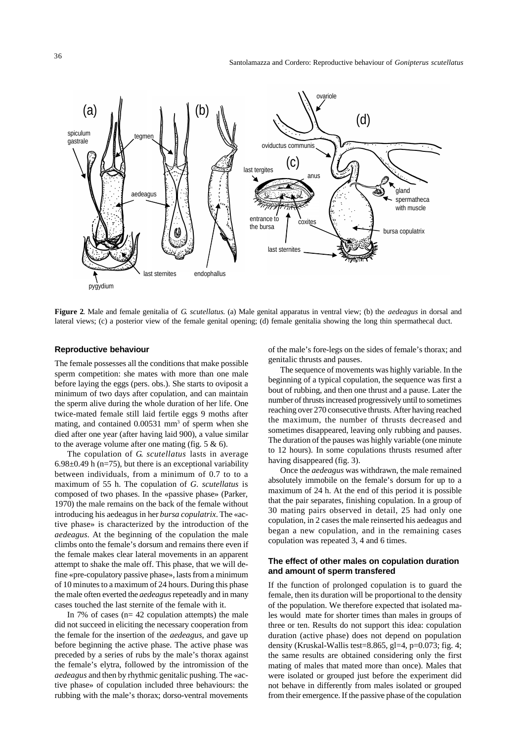**Figure 2**. Male and female genitalia of *G. scutellatus*. (a) Male genital apparatus in ventral view; (b) the *aedeagus* in dorsal and lateral views; (c) a posterior view of the female genital opening; (d) female genitalia showing the long thin spermathecal duct.

### Reproductive behaviour

The female possesses all the conditions that make possible sperm competition: she mates with more than one male before laying the eggs (pers. obs.). She starts to oviposit a minimum of two days after copulation, and can maintain the sperm alive during the whole duration of her life. One twice-mated female still laid fertile eggs 9 moths after mating, and contained 0.00531 $mm^3$ of sperm when she died after one year (after having laid 900), a value similar to the average volume after one mating (fig. 5 & 6).

The copulation of *G. scutellatus* lasts in average 6.98±0.49 h (n=75), but there is an exceptional variability between individuals, from a minimum of 0.7 to to a maximum of 55 h. The copulation of *G. scutellatus* is composed of two phases. In the «passive phase» (Parker, 1970) the male remains on the back of the female without introducing his aedeagus in her *bursa copulatrix*. The «active phase» is characterized by the introduction of the *aedeagus*. At the beginning of the copulation the male climbs onto the female's dorsum and remains there even if the female makes clear lateral movements in an apparent attempt to shake the male off. This phase, that we will define «pre-copulatory passive phase», lasts from a minimum of 10 minutes to a maximum of 24 hours. During this phase the male often everted the *aedeagus* repeteadly and in many cases touched the last sternite of the female with it.

In 7% of cases (n= 42 copulation attempts) the male did not succeed in eliciting the necessary cooperation from the female for the insertion of the *aedeagus*, and gave up before beginning the active phase. The active phase was preceded by a series of rubs by the male's thorax against the female's elytra, followed by the intromission of the *aedeagus* and then by rhythmic genitalic pushing. The «active phase» of copulation included three behaviours: the rubbing with the male's thorax; dorso-ventral movements of the male's fore-legs on the sides of female's thorax; and genitalic thrusts and pauses.

The sequence of movements was highly variable. In the beginning of a typical copulation, the sequence was first a bout of rubbing, and then one thrust and a pause. Later the number of thrusts increased progressively until to sometimes reaching over 270 consecutive thrusts. After having reached the maximum, the number of thrusts decreased and sometimes disappeared, leaving only rubbing and pauses. The duration of the pauses was highly variable (one minute to 12 hours). In some copulations thrusts resumed after having disappeared (fig. 3).

Once the *aedeagus* was withdrawn, the male remained absolutely immobile on the female's dorsum for up to a maximum of 24 h. At the end of this period it is possible that the pair separates, finishing copulation. In a group of 30 mating pairs observed in detail, 25 had only one copulation, in 2 cases the male reinserted his aedeagus and began a new copulation, and in the remaining cases copulation was repeated 3, 4 and 6 times.

### The effect of other males on copulation duration and amount of sperm transfered

If the function of prolonged copulation is to guard the female, then its duration will be proportional to the density of the population. We therefore expected that isolated males would mate for shorter times than males in groups of three or ten. Results do not support this idea: copulation duration (active phase) does not depend on population density (Kruskal-Wallis test=8.865, gl=4, p=0.073; fig. 4; the same results are obtained considering only the first mating of males that mated more than once). Males that were isolated or grouped just before the experiment did not behave in differently from males isolated or grouped from their emergence. If the passive phase of the copulation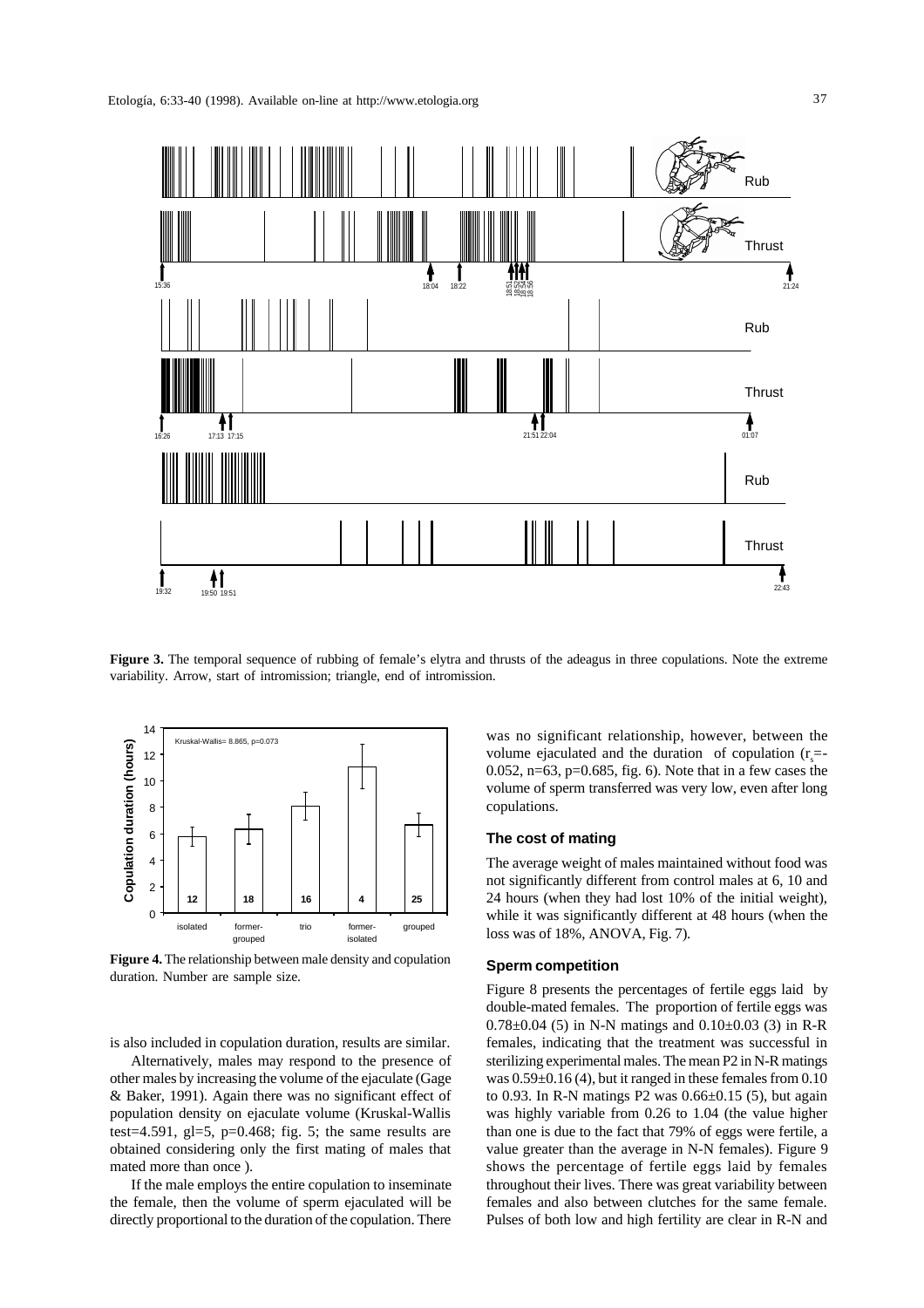**Figure 3.** The temporal sequence of rubbing of female's elytra and thrusts of the adeagus in three copulations. Note the extreme variability. Arrow, start of intromission; triangle, end of intromission.

**Figure 4.** The relationship between male density and copulation duration. Number are sample size.

is also included in copulation duration, results are similar.

Alternatively, males may respond to the presence of other males by increasing the volume of the ejaculate (Gage & Baker, 1991). Again there was no significant effect of population density on ejaculate volume (Kruskal-Wallis test=4.591, gl=5, p=0.468; fig. 5; the same results are obtained considering only the first mating of males that mated more than once ).

If the male employs the entire copulation to inseminate the female, then the volume of sperm ejaculated will be directly proportional to the duration of the copulation. There was no significant relationship, however, between the volume ejaculated and the duration of copulation ($r_s$=-0.052, n=63, p=0.685, fig. 6). Note that in a few cases the volume of sperm transferred was very low, even after long copulations.

### The cost of mating

The average weight of males maintained without food was not significantly different from control males at 6, 10 and 24 hours (when they had lost 10% of the initial weight), while it was significantly different at 48 hours (when the loss was of 18%, ANOVA, Fig. 7).

### Sperm competition

Figure 8 presents the percentages of fertile eggs laid by double-mated females. The proportion of fertile eggs was 0.78±0.04 (5) in N-N matings and 0.10±0.03 (3) in R-R females, indicating that the treatment was successful in sterilizing experimental males. The mean P2 in N-R matings was 0.59±0.16 (4), but it ranged in these females from 0.10 to 0.93. In R-N matings P2 was 0.66±0.15 (5), but again was highly variable from 0.26 to 1.04 (the value higher than one is due to the fact that 79% of eggs were fertile, a value greater than the average in N-N females). Figure 9 shows the percentage of fertile eggs laid by females throughout their lives. There was great variability between females and also between clutches for the same female. Pulses of both low and high fertility are clear in R-N and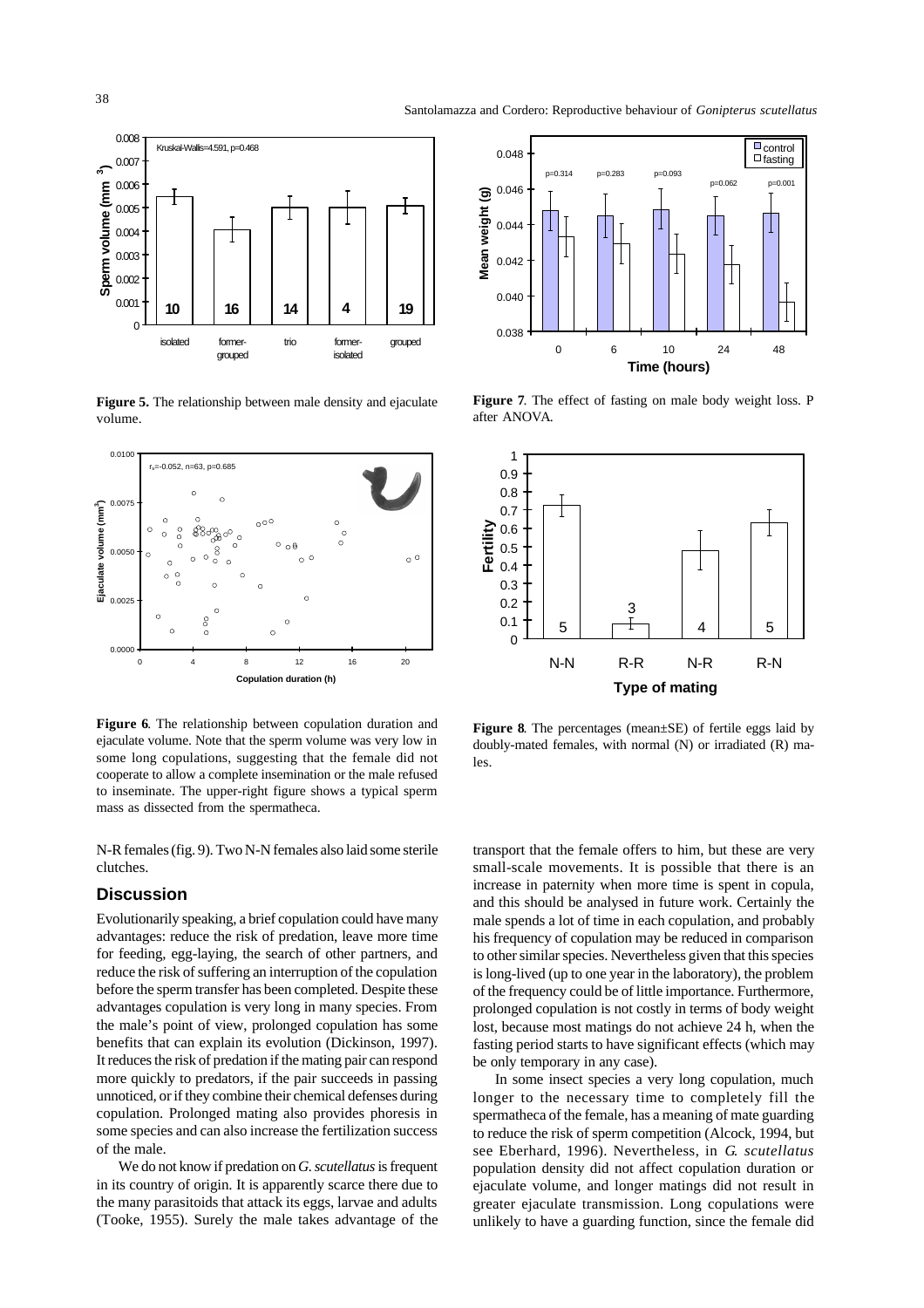**Figure 5.** The relationship between male density and ejaculate volume.

**Figure 6**. The relationship between copulation duration and ejaculate volume. Note that the sperm volume was very low in some long copulations, suggesting that the female did not cooperate to allow a complete insemination or the male refused to inseminate. The upper-right figure shows a typical sperm mass as dissected from the spermatheca.

N-R females (fig. 9). Two N-N females also laid some sterile clutches.

**Figure 7**. The effect of fasting on male body weight loss. P after ANOVA.

**Figure 8**. The percentages (mean±SE) of fertile eggs laid by doubly-mated females, with normal (N) or irradiated (R) males.

## Discussion

Evolutionarily speaking, a brief copulation could have many advantages: reduce the risk of predation, leave more time for feeding, egg-laying, the search of other partners, and reduce the risk of suffering an interruption of the copulation before the sperm transfer has been completed. Despite these advantages copulation is very long in many species. From the male's point of view, prolonged copulation has some benefits that can explain its evolution (Dickinson, 1997). It reduces the risk of predation if the mating pair can respond more quickly to predators, if the pair succeeds in passing unnoticed, or if they combine their chemical defenses during copulation. Prolonged mating also provides phoresis in some species and can also increase the fertilization success of the male.

We do not know if predation on *G. scutellatus* is frequent in its country of origin. It is apparently scarce there due to the many parasitoids that attack its eggs, larvae and adults (Tooke, 1955). Surely the male takes advantage of the transport that the female offers to him, but these are very small-scale movements. It is possible that there is an increase in paternity when more time is spent in copula, and this should be analysed in future work. Certainly the male spends a lot of time in each copulation, and probably his frequency of copulation may be reduced in comparison to other similar species. Nevertheless given that this species is long-lived (up to one year in the laboratory), the problem of the frequency could be of little importance. Furthermore, prolonged copulation is not costly in terms of body weight lost, because most matings do not achieve 24 h, when the fasting period starts to have significant effects (which may be only temporary in any case).

In some insect species a very long copulation, much longer to the necessary time to completely fill the spermatheca of the female, has a meaning of mate guarding to reduce the risk of sperm competition (Alcock, 1994, but see Eberhard, 1996). Nevertheless, in *G. scutellatus* population density did not affect copulation duration or ejaculate volume, and longer matings did not result in greater ejaculate transmission. Long copulations were unlikely to have a guarding function, since the female did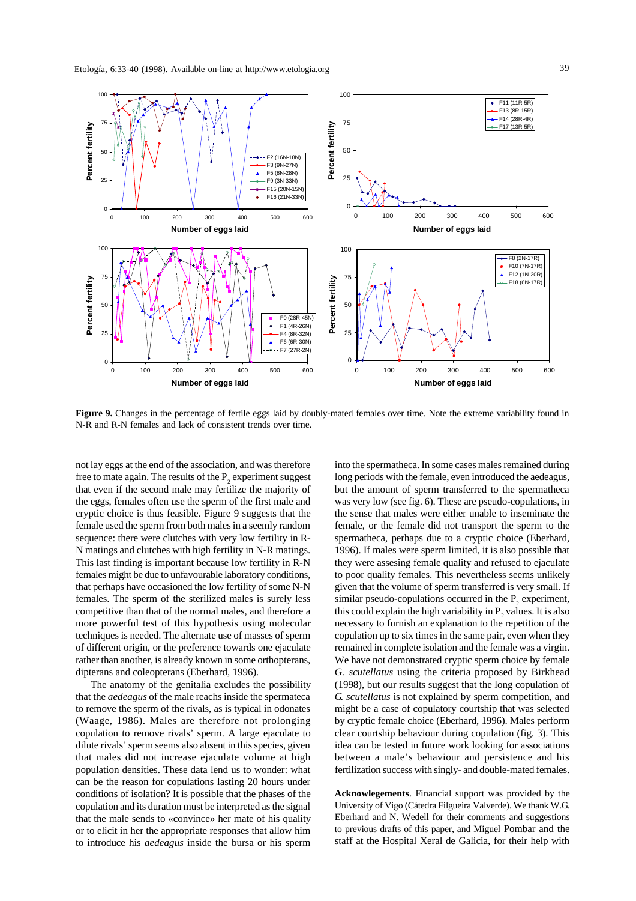**Figure 9.** Changes in the percentage of fertile eggs laid by doubly-mated females over time. Note the extreme variability found in N-R and R-N females and lack of consistent trends over time.

not lay eggs at the end of the association, and was therefore free to mate again. The results of the $P_2$ experiment suggest that even if the second male may fertilize the majority of the eggs, females often use the sperm of the first male and cryptic choice is thus feasible. Figure 9 suggests that the female used the sperm from both males in a seemly random sequence: there were clutches with very low fertility in R-N matings and clutches with high fertility in N-R matings. This last finding is important because low fertility in R-N females might be due to unfavourable laboratory conditions, that perhaps have occasioned the low fertility of some N-N females. The sperm of the sterilized males is surely less competitive than that of the normal males, and therefore a more powerful test of this hypothesis using molecular techniques is needed. The alternate use of masses of sperm of different origin, or the preference towards one ejaculate rather than another, is already known in some orthopterans, dipterans and coleopterans (Eberhard, 1996).

The anatomy of the genitalia excludes the possibility that the *aedeagus* of the male reachs inside the spermateca to remove the sperm of the rivals, as is typical in odonates (Waage, 1986). Males are therefore not prolonging copulation to remove rivals' sperm. A large ejaculate to dilute rivals' sperm seems also absent in this species, given that males did not increase ejaculate volume at high population densities. These data lend us to wonder: what can be the reason for copulations lasting 20 hours under conditions of isolation? It is possible that the phases of the copulation and its duration must be interpreted as the signal that the male sends to «convince» her mate of his quality or to elicit in her the appropriate responses that allow him to introduce his *aedeagus* inside the bursa or his sperm into the spermatheca. In some cases males remained during long periods with the female, even introduced the aedeagus, but the amount of sperm transferred to the spermatheca was very low (see fig. 6). These are pseudo-copulations, in the sense that males were either unable to inseminate the female, or the female did not transport the sperm to the spermatheca, perhaps due to a cryptic choice (Eberhard, 1996). If males were sperm limited, it is also possible that they were assesing female quality and refused to ejaculate to poor quality females. This nevertheless seems unlikely given that the volume of sperm transferred is very small. If similar pseudo-copulations occurred in the $P_2$ experiment, this could explain the high variability in $P_2$ values. It is also necessary to furnish an explanation to the repetition of the copulation up to six times in the same pair, even when they remained in complete isolation and the female was a virgin. We have not demonstrated cryptic sperm choice by female *G. scutellatus* using the criteria proposed by Birkhead (1998), but our results suggest that the long copulation of *G. scutellatus* is not explained by sperm competition, and might be a case of copulatory courtship that was selected by cryptic female choice (Eberhard, 1996). Males perform clear courtship behaviour during copulation (fig. 3). This idea can be tested in future work looking for associations between a male's behaviour and persistence and his fertilization success with singly- and double-mated females.

**Acknowlegements**. Financial support was provided by the University of Vigo (Cátedra Filgueira Valverde). We thank W.G. Eberhard and N. Wedell for their comments and suggestions to previous drafts of this paper, and Miguel Pombar and the staff at the Hospital Xeral de Galicia, for their help with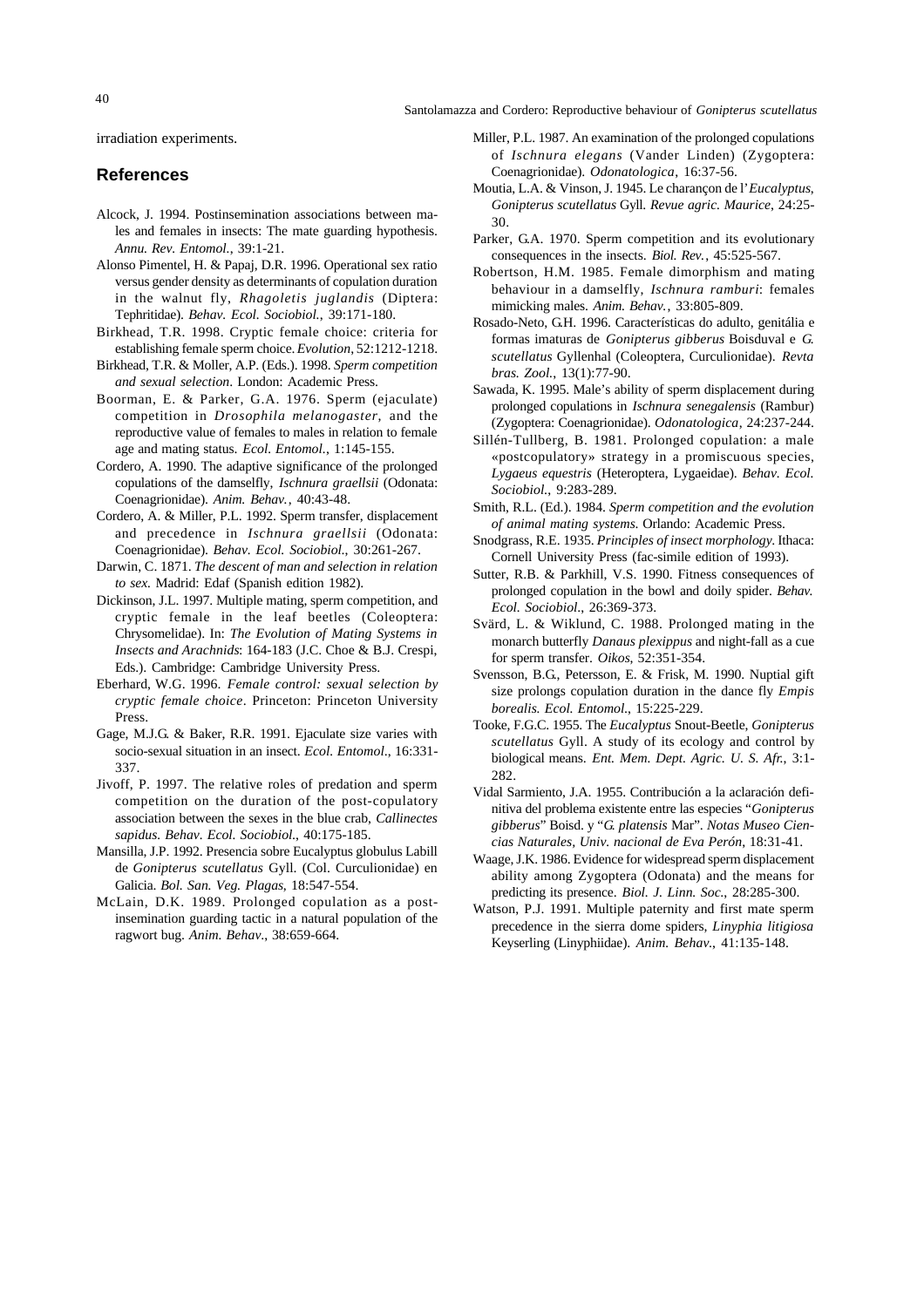irradiation experiments.

## References

Alcock, J. 1994. Postinsemination associations between males and females in insects: The mate guarding hypothesis. *Annu. Rev. Entomol.*, 39:1-21.

Alonso Pimentel, H. & Papaj, D.R. 1996. Operational sex ratio versus gender density as determinants of copulation duration in the walnut fly, *Rhagoletis juglandis* (Diptera: Tephritidae). *Behav. Ecol. Sociobiol.*, 39:171-180.

Birkhead, T.R. 1998. Cryptic female choice: criteria for establishing female sperm choice. *Evolution*, 52:1212-1218.

Birkhead, T.R. & Moller, A.P. (Eds.). 1998. *Sperm competition and sexual selection*. London: Academic Press.

Boorman, E. & Parker, G.A. 1976. Sperm (ejaculate) competition in *Drosophila melanogaster*, and the reproductive value of females to males in relation to female age and mating status. *Ecol. Entomol.*, 1:145-155.

Cordero, A. 1990. The adaptive significance of the prolonged copulations of the damselfly, *Ischnura graellsii* (Odonata: Coenagrionidae). *Anim. Behav.*, 40:43-48.

Cordero, A. & Miller, P.L. 1992. Sperm transfer, displacement and precedence in *Ischnura graellsii* (Odonata: Coenagrionidae). *Behav. Ecol. Sociobiol.*, 30:261-267.

Darwin, C. 1871. *The descent of man and selection in relation to sex.* Madrid: Edaf (Spanish edition 1982).

Dickinson, J.L. 1997. Multiple mating, sperm competition, and cryptic female in the leaf beetles (Coleoptera: Chrysomelidae). In: *The Evolution of Mating Systems in Insects and Arachnids*: 164-183 (J.C. Choe & B.J. Crespi, Eds.). Cambridge: Cambridge University Press.

Eberhard, W.G. 1996. *Female control: sexual selection by cryptic female choice*. Princeton: Princeton University Press.

Gage, M.J.G. & Baker, R.R. 1991. Ejaculate size varies with socio-sexual situation in an insect. *Ecol. Entomol.*, 16:331-337.

Jivoff, P. 1997. The relative roles of predation and sperm competition on the duration of the post-copulatory association between the sexes in the blue crab, *Callinectes sapidus*. *Behav. Ecol. Sociobiol.*, 40:175-185.

Mansilla, J.P. 1992. Presencia sobre Eucalyptus globulus Labill de *Gonipterus scutellatus* Gyll. (Col. Curculionidae) en Galicia. *Bol. San. Veg. Plagas*, 18:547-554.

McLain, D.K. 1989. Prolonged copulation as a post-insemination guarding tactic in a natural population of the ragwort bug. *Anim. Behav.*, 38:659-664.

Miller, P.L. 1987. An examination of the prolonged copulations of *Ischnura elegans* (Vander Linden) (Zygoptera: Coenagrionidae). *Odonatologica*, 16:37-56.

Moutia, L.A. & Vinson, J. 1945. Le charançon de l'*Eucalyptus, Gonipterus scutellatus* Gyll. *Revue agric. Maurice*, 24:25-30.

Parker, G.A. 1970. Sperm competition and its evolutionary consequences in the insects. *Biol. Rev.*, 45:525-567.

Robertson, H.M. 1985. Female dimorphism and mating behaviour in a damselfly, *Ischnura ramburi*: females mimicking males. *Anim. Behav.*, 33:805-809.

Rosado-Neto, G.H. 1996. Características do adulto, genitália e formas imaturas de *Gonipterus gibberus* Boisduval e *G. scutellatus* Gyllenhal (Coleoptera, Curculionidae). *Revta bras. Zool.*, 13(1):77-90.

Sawada, K. 1995. Male's ability of sperm displacement during prolonged copulations in *Ischnura senegalensis* (Rambur) (Zygoptera: Coenagrionidae). *Odonatologica*, 24:237-244.

Sillén-Tullberg, B. 1981. Prolonged copulation: a male «postcopulatory» strategy in a promiscuous species, *Lygaeus equestris* (Heteroptera, Lygaeidae). *Behav. Ecol. Sociobiol.*, 9:283-289.

Smith, R.L. (Ed.). 1984. *Sperm competition and the evolution of animal mating systems*. Orlando: Academic Press.

Snodgrass, R.E. 1935. *Principles of insect morphology*. Ithaca: Cornell University Press (fac-simile edition of 1993).

Sutter, R.B. & Parkhill, V.S. 1990. Fitness consequences of prolonged copulation in the bowl and doily spider. *Behav. Ecol. Sociobiol.*, 26:369-373.

Svärd, L. & Wiklund, C. 1988. Prolonged mating in the monarch butterfly *Danaus plexippus* and night-fall as a cue for sperm transfer. *Oikos*, 52:351-354.

Svensson, B.G., Petersson, E. & Frisk, M. 1990. Nuptial gift size prolongs copulation duration in the dance fly *Empis borealis. Ecol. Entomol.*, 15:225-229.

Tooke, F.G.C. 1955. The *Eucalyptus* Snout-Beetle, *Gonipterus scutellatus* Gyll. A study of its ecology and control by biological means. *Ent. Mem. Dept. Agric. U. S. Afr.*, 3:1-282.

Vidal Sarmiento, J.A. 1955. Contribución a la aclaración definitiva del problema existente entre las especies "*Gonipterus gibberus*" Boisd. y "*G. platensis* Mar". *Notas Museo Ciencias Naturales, Univ. nacional de Eva Perón*, 18:31-41.

Waage, J.K. 1986. Evidence for widespread sperm displacement ability among Zygoptera (Odonata) and the means for predicting its presence. *Biol. J. Linn. Soc.*, 28:285-300.

Watson, P.J. 1991. Multiple paternity and first mate sperm precedence in the sierra dome spiders, *Linyphia litigiosa* Keyserling (Linyphiidae). *Anim. Behav.*, 41:135-148.